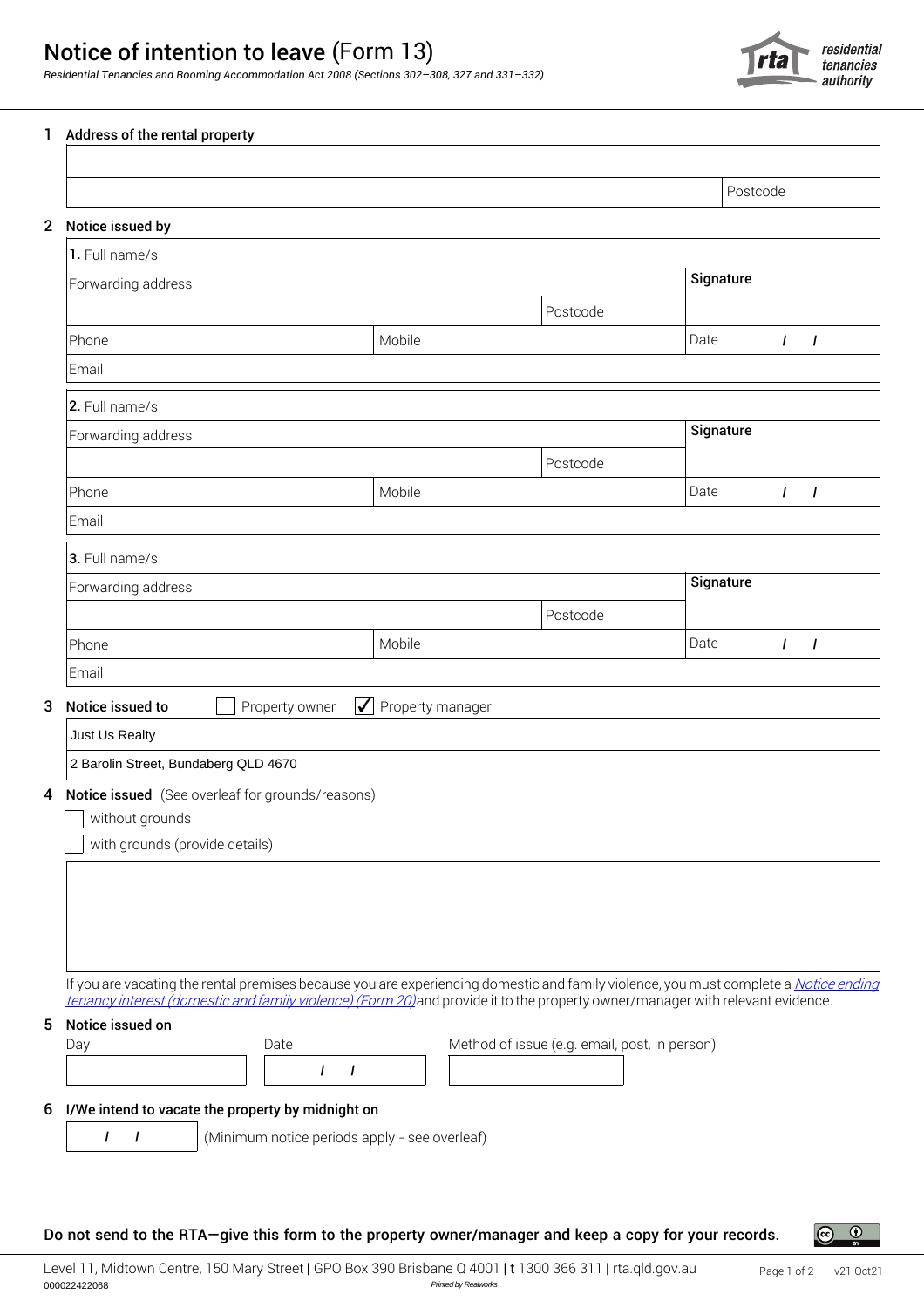# Notice of intention to leave (Form 13)

*Residential Tenancies and Rooming Accommodation Act 2008 (Sections 302–308, 327 and 331–332)*

residential tenancies authority

## 1 Address of the rental property

| | |
|---|---|
| | |
| | Postcode |

## 2 Notice issued by

| | | | |
|---|---|---|---|
| **1.** Full name/s | | | |
| Forwarding address | | | **Signature** |
| | | Postcode | |
| Phone | Mobile | | Date / / |
| Email | | | |

| | | | |
|---|---|---|---|
| **2.** Full name/s | | | |
| Forwarding address | | | **Signature** |
| | | Postcode | |
| Phone | Mobile | | Date / / |
| Email | | | |

| | | | |
|---|---|---|---|
| **3.** Full name/s | | | |
| Forwarding address | | | **Signature** |
| | | Postcode | |
| Phone | Mobile | | Date / / |
| Email | | | |

## 3 Notice issued to

- [ ] Property owner
- [x] Property manager

Just Us Realty

2 Barolin Street, Bundaberg QLD 4670

## 4 Notice issued (See overleaf for grounds/reasons)

- [ ] without grounds
- [ ] with grounds (provide details)

If you are vacating the rental premises because you are experiencing domestic and family violence, you must complete a *Notice ending tenancy interest (domestic and family violence) (Form 20)* and provide it to the property owner/manager with relevant evidence.

## 5 Notice issued on

| Day | Date | Method of issue (e.g. email, post, in person) |
|---|---|---|
| | / / | |

## 6 I/We intend to vacate the property by midnight on

/ / (Minimum notice periods apply - see overleaf)

**Do not send to the RTA—give this form to the property owner/manager and keep a copy for your records.**

Level 11, Midtown Centre, 150 Mary Street | GPO Box 390 Brisbane Q 4001 | t 1300 366 311 | rta.qld.gov.au

000022422068

*Printed by Realworks*

v21 Oct21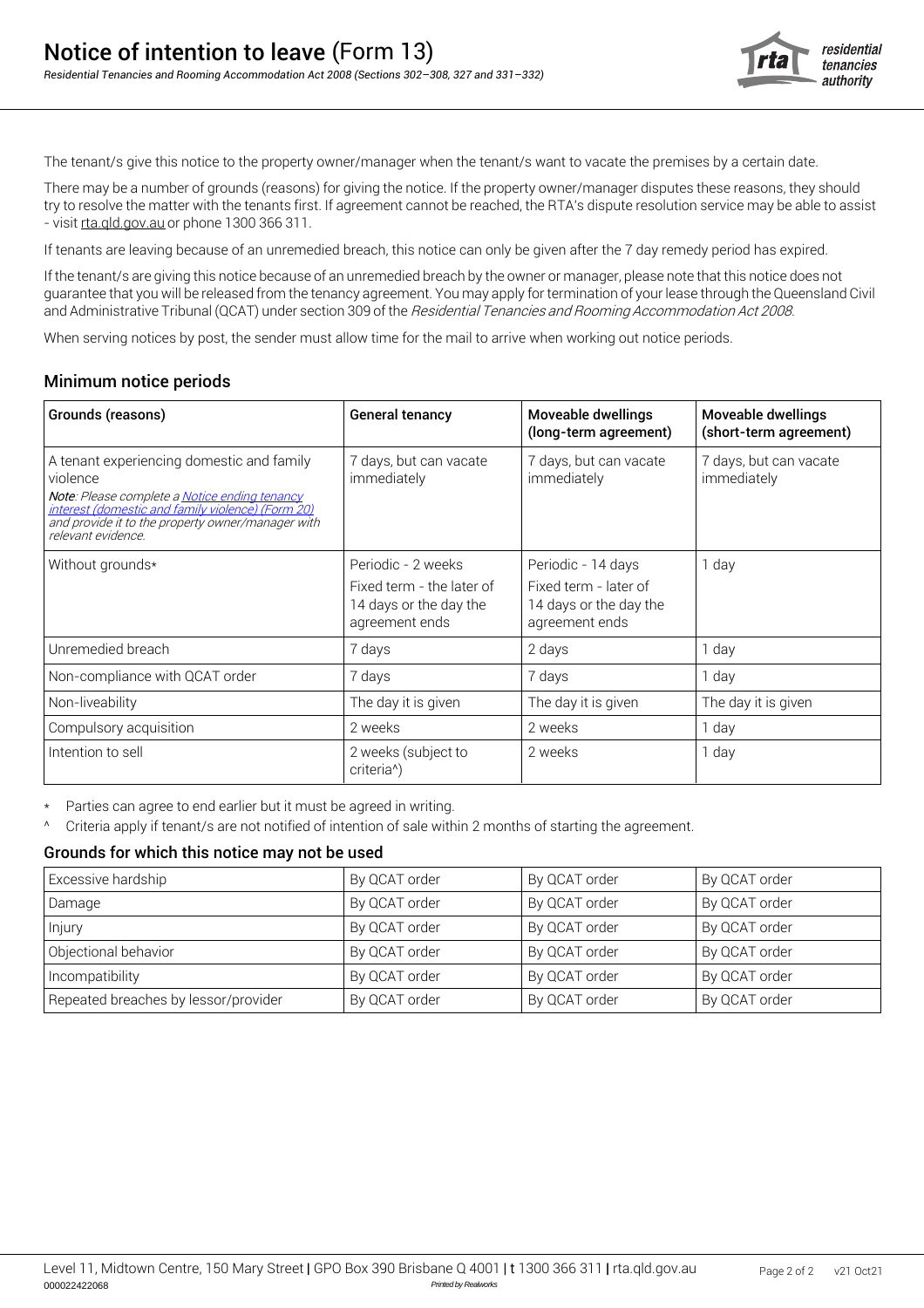# Notice of intention to leave (Form 13)

*Residential Tenancies and Rooming Accommodation Act 2008 (Sections 302–308, 327 and 331–332)*

The tenant/s give this notice to the property owner/manager when the tenant/s want to vacate the premises by a certain date.

There may be a number of grounds (reasons) for giving the notice. If the property owner/manager disputes these reasons, they should try to resolve the matter with the tenants first. If agreement cannot be reached, the RTA's dispute resolution service may be able to assist - visit rta.qld.gov.au or phone 1300 366 311.

If tenants are leaving because of an unremedied breach, this notice can only be given after the 7 day remedy period has expired.

If the tenant/s are giving this notice because of an unremedied breach by the owner or manager, please note that this notice does not guarantee that you will be released from the tenancy agreement. You may apply for termination of your lease through the Queensland Civil and Administrative Tribunal (QCAT) under section 309 of the *Residential Tenancies and Rooming Accommodation Act 2008*.

When serving notices by post, the sender must allow time for the mail to arrive when working out notice periods.

## Minimum notice periods

| Grounds (reasons) | General tenancy | Moveable dwellings (long-term agreement) | Moveable dwellings (short-term agreement) |
|---|---|---|---|
| A tenant experiencing domestic and family violence<br>***Note**: Please complete a Notice ending tenancy interest (domestic and family violence) (Form 20) and provide it to the property owner/manager with relevant evidence.* | 7 days, but can vacate immediately | 7 days, but can vacate immediately | 7 days, but can vacate immediately |
| Without grounds* | Periodic - 2 weeks<br>Fixed term - the later of 14 days or the day the agreement ends | Periodic - 14 days<br>Fixed term - later of 14 days or the day the agreement ends | 1 day |
| Unremedied breach | 7 days | 2 days | 1 day |
| Non-compliance with QCAT order | 7 days | 7 days | 1 day |
| Non-liveability | The day it is given | The day it is given | The day it is given |
| Compulsory acquisition | 2 weeks | 2 weeks | 1 day |
| Intention to sell | 2 weeks (subject to criteria^) | 2 weeks | 1 day |

\* Parties can agree to end earlier but it must be agreed in writing.

^ Criteria apply if tenant/s are not notified of intention of sale within 2 months of starting the agreement.

## Grounds for which this notice may not be used

| | | | |
|---|---|---|---|
| Excessive hardship | By QCAT order | By QCAT order | By QCAT order |
| Damage | By QCAT order | By QCAT order | By QCAT order |
| Injury | By QCAT order | By QCAT order | By QCAT order |
| Objectional behavior | By QCAT order | By QCAT order | By QCAT order |
| Incompatibility | By QCAT order | By QCAT order | By QCAT order |
| Repeated breaches by lessor/provider | By QCAT order | By QCAT order | By QCAT order |

Level 11, Midtown Centre, 150 Mary Street | GPO Box 390 Brisbane Q 4001 | t 1300 366 311 | rta.qld.gov.au

000022422068